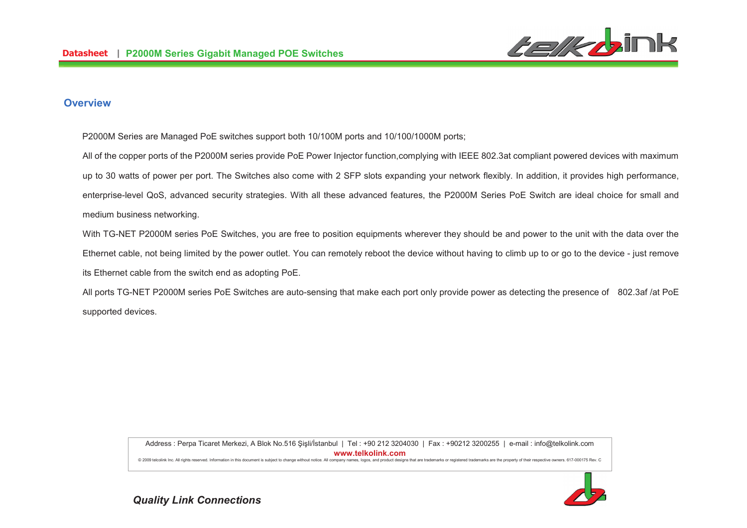## Overview

P2000M Series are Managed PoE switches support both 10/100M ports and 10/100/1000M ports;

All of the copper ports of the P2000M series provide PoE Power Injector function,complying with IEEE 802.3at compliant powered devices with maximum up to 30 watts of power per port. The Switches also come with 2 SFP slots expanding your network flexibly. In addition, it provides high performance, enterprise-level QoS, advanced security strategies. With all these advanced features, the P2000M Series PoE Switch are ideal choice for small and medium business networking.

With TG-NET P2000M series PoE Switches, you are free to position equipments wherever they should be and power to the unit with the data over the Ethernet cable, not being limited by the power outlet. You can remotely reboot the device without having to climb up to or go to the device - just remove its Ethernet cable from the switch end as adopting PoE.

All ports TG-NET P2000M series PoE Switches are auto-sensing that make each port only provide power as detecting the presence of 802.3af /at PoE supported devices.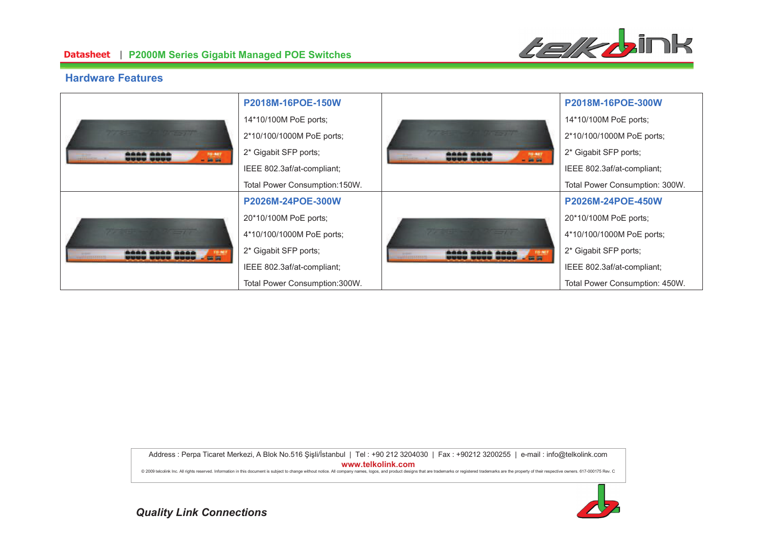## Hardware Features

| | P2018M-16POE-150W | | P2018M-16POE-300W |
|---|---|---|---|
| | 14*10/100M PoE ports;<br>2*10/100/1000M PoE ports;<br>2* Gigabit SFP ports;<br>IEEE 802.3af/at-compliant;<br>Total Power Consumption:150W. | | 14*10/100M PoE ports;<br>2*10/100/1000M PoE ports;<br>2* Gigabit SFP ports;<br>IEEE 802.3af/at-compliant;<br>Total Power Consumption: 300W. |
| | **P2026M-24POE-300W** | | **P2026M-24POE-450W** |
| | 20*10/100M PoE ports;<br>4*10/100/1000M PoE ports;<br>2* Gigabit SFP ports;<br>IEEE 802.3af/at-compliant;<br>Total Power Consumption:300W. | | 20*10/100M PoE ports;<br>4*10/100/1000M PoE ports;<br>2* Gigabit SFP ports;<br>IEEE 802.3af/at-compliant;<br>Total Power Consumption: 450W. |

Address : Perpa Ticaret Merkezi, A Blok No.516 Şişli/İstanbul | Tel : +90 212 3204030 | Fax : +90212 3200255 | e-mail : info@telkolink.com

www.telkolink.com

© 2009 telcolink Inc. All rights reserved. Information in this document is subject to change without notice. All company names, logos, and product designs that are trademarks or registered trademarks are the property of their respective owners. 617-000175 Rev. C

*Quality Link Connections*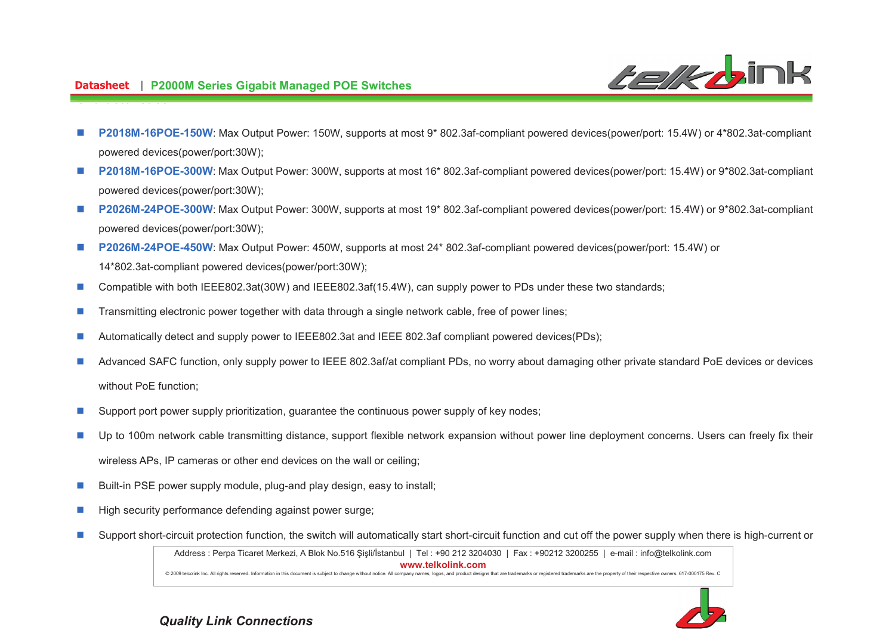- **P2018M-16POE-150W**: Max Output Power: 150W, supports at most 9* 802.3af-compliant powered devices(power/port: 15.4W) or 4*802.3at-compliant powered devices(power/port:30W);
- **P2018M-16POE-300W**: Max Output Power: 300W, supports at most 16* 802.3af-compliant powered devices(power/port: 15.4W) or 9*802.3at-compliant powered devices(power/port:30W);
- **P2026M-24POE-300W**: Max Output Power: 300W, supports at most 19* 802.3af-compliant powered devices(power/port: 15.4W) or 9*802.3at-compliant powered devices(power/port:30W);
- **P2026M-24POE-450W**: Max Output Power: 450W, supports at most 24* 802.3af-compliant powered devices(power/port: 15.4W) or 14*802.3at-compliant powered devices(power/port:30W);
- Compatible with both IEEE802.3at(30W) and IEEE802.3af(15.4W), can supply power to PDs under these two standards;
- Transmitting electronic power together with data through a single network cable, free of power lines;
- Automatically detect and supply power to IEEE802.3at and IEEE 802.3af compliant powered devices(PDs);
- Advanced SAFC function, only supply power to IEEE 802.3af/at compliant PDs, no worry about damaging other private standard PoE devices or devices without PoE function;
- Support port power supply prioritization, guarantee the continuous power supply of key nodes;
- Up to 100m network cable transmitting distance, support flexible network expansion without power line deployment concerns. Users can freely fix their wireless APs, IP cameras or other end devices on the wall or ceiling;
- Built-in PSE power supply module, plug-and play design, easy to install;
- High security performance defending against power surge;
- Support short-circuit protection function, the switch will automatically start short-circuit function and cut off the power supply when there is high-current or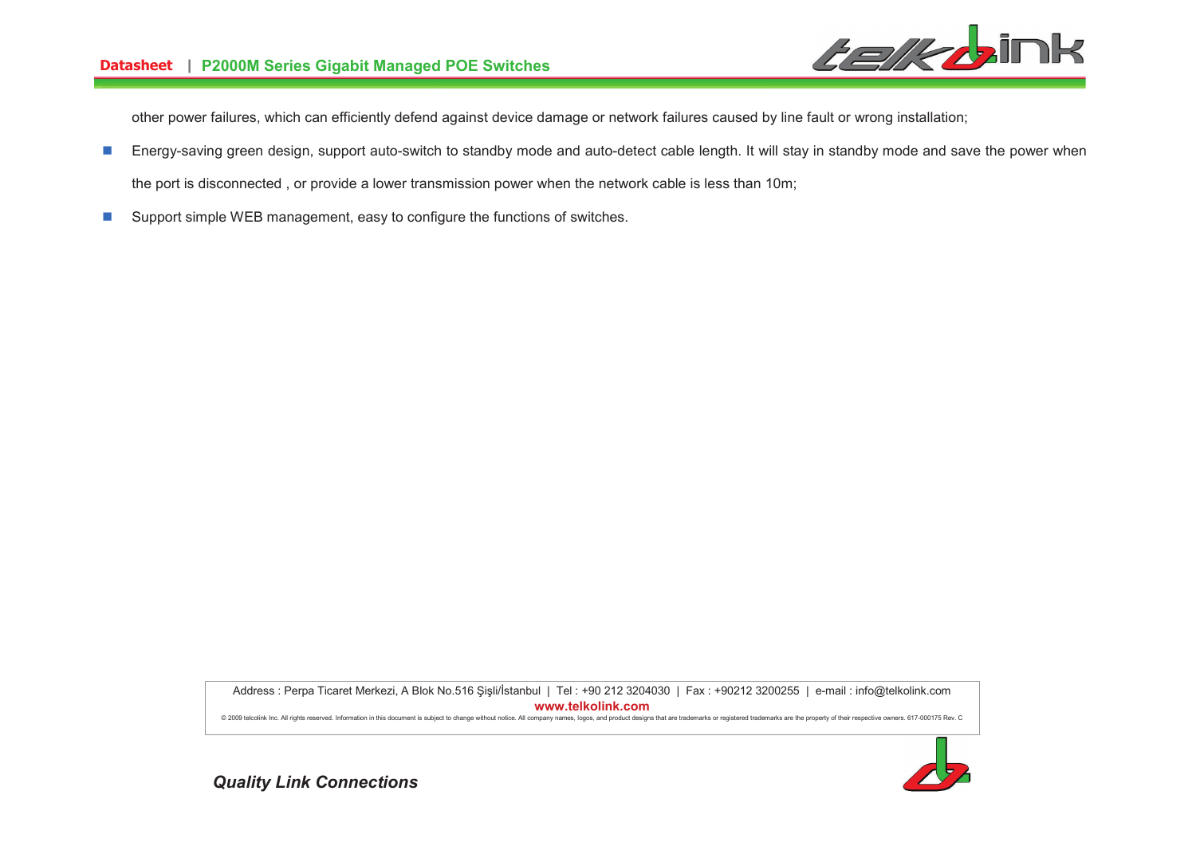other power failures, which can efficiently defend against device damage or network failures caused by line fault or wrong installation;

- Energy-saving green design, support auto-switch to standby mode and auto-detect cable length. It will stay in standby mode and save the power when the port is disconnected , or provide a lower transmission power when the network cable is less than 10m;
- Support simple WEB management, easy to configure the functions of switches.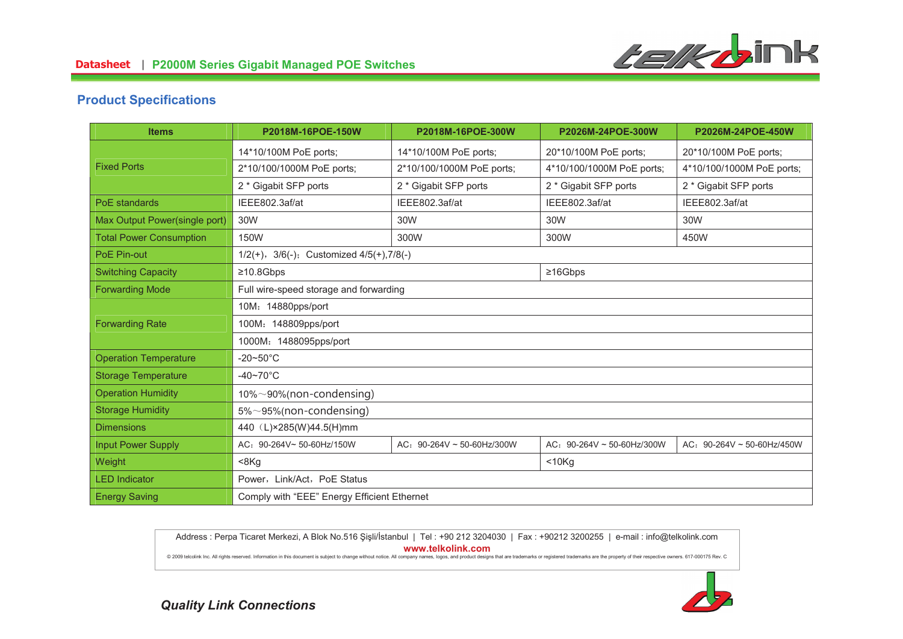## Product Specifications

| Items | P2018M-16POE-150W | P2018M-16POE-300W | P2026M-24POE-300W | P2026M-24POE-450W |
|---|---|---|---|---|
| Fixed Ports | 14*10/100M PoE ports; | 14*10/100M PoE ports; | 20*10/100M PoE ports; | 20*10/100M PoE ports; |
| | 2*10/100/1000M PoE ports; | 2*10/100/1000M PoE ports; | 4*10/100/1000M PoE ports; | 4*10/100/1000M PoE ports; |
| | 2 * Gigabit SFP ports | 2 * Gigabit SFP ports | 2 * Gigabit SFP ports | 2 * Gigabit SFP ports |
| PoE standards | IEEE802.3af/at | IEEE802.3af/at | IEEE802.3af/at | IEEE802.3af/at |
| Max Output Power(single port) | 30W | 30W | 30W | 30W |
| Total Power Consumption | 150W | 300W | 300W | 450W |
| PoE Pin-out | 1/2(+)，3/6(-)；Customized 4/5(+),7/8(-) | | | |
| Switching Capacity | ≥10.8Gbps | | ≥16Gbps | |
| Forwarding Mode | Full wire-speed storage and forwarding | | | |
| Forwarding Rate | 10M：14880pps/port | | | |
| | 100M：148809pps/port | | | |
| | 1000M：1488095pps/port | | | |
| Operation Temperature | -20~50°C | | | |
| Storage Temperature | -40~70°C | | | |
| Operation Humidity | 10%～90%(non-condensing) | | | |
| Storage Humidity | 5%～95%(non-condensing) | | | |
| Dimensions | 440（L)×285(W)44.5(H)mm | | | |
| Input Power Supply | AC：90-264V~ 50-60Hz/150W | AC：90-264V ~ 50-60Hz/300W | AC：90-264V ~ 50-60Hz/300W | AC：90-264V ~ 50-60Hz/450W |
| Weight | <8Kg | | <10Kg | |
| LED Indicator | Power，Link/Act，PoE Status | | | |
| Energy Saving | Comply with “EEE” Energy Efficient Ethernet | | | |

Address : Perpa Ticaret Merkezi, A Blok No.516 Şişli/İstanbul | Tel : +90 212 3204030 | Fax : +90212 3200255 | e-mail : info@telkolink.com

**www.telkolink.com**

© 2009 telcolink Inc. All rights reserved. Information in this document is subject to change without notice. All company names, logos, and product designs that are trademarks or registered trademarks are the property of their respective owners. 617-000175 Rev. C

***Quality Link Connections***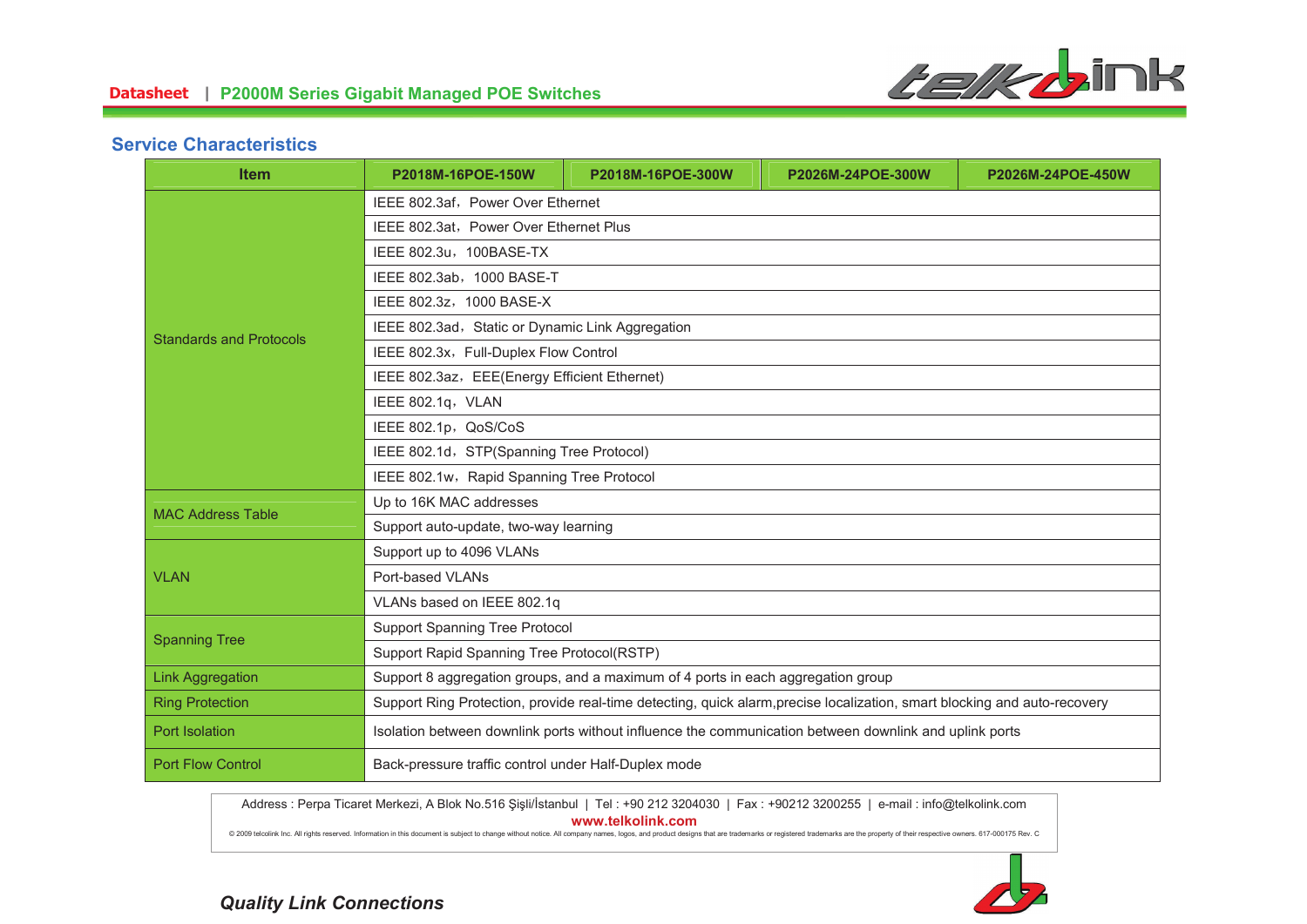## Service Characteristics

| Item | P2018M-16POE-150W | P2018M-16POE-300W | P2026M-24POE-300W | P2026M-24POE-450W |
|---|---|---|---|---|
| Standards and Protocols | IEEE 802.3af，Power Over Ethernet | | | |
| | IEEE 802.3at，Power Over Ethernet Plus | | | |
| | IEEE 802.3u，100BASE-TX | | | |
| | IEEE 802.3ab，1000 BASE-T | | | |
| | IEEE 802.3z，1000 BASE-X | | | |
| | IEEE 802.3ad，Static or Dynamic Link Aggregation | | | |
| | IEEE 802.3x，Full-Duplex Flow Control | | | |
| | IEEE 802.3az，EEE(Energy Efficient Ethernet) | | | |
| | IEEE 802.1q，VLAN | | | |
| | IEEE 802.1p，QoS/CoS | | | |
| | IEEE 802.1d，STP(Spanning Tree Protocol) | | | |
| | IEEE 802.1w，Rapid Spanning Tree Protocol | | | |
| MAC Address Table | Up to 16K MAC addresses | | | |
| | Support auto-update, two-way learning | | | |
| VLAN | Support up to 4096 VLANs | | | |
| | Port-based VLANs | | | |
| | VLANs based on IEEE 802.1q | | | |
| Spanning Tree | Support Spanning Tree Protocol | | | |
| | Support Rapid Spanning Tree Protocol(RSTP) | | | |
| Link Aggregation | Support 8 aggregation groups, and a maximum of 4 ports in each aggregation group | | | |
| Ring Protection | Support Ring Protection, provide real-time detecting, quick alarm,precise localization, smart blocking and auto-recovery | | | |
| Port Isolation | Isolation between downlink ports without influence the communication between downlink and uplink ports | | | |
| Port Flow Control | Back-pressure traffic control under Half-Duplex mode | | | |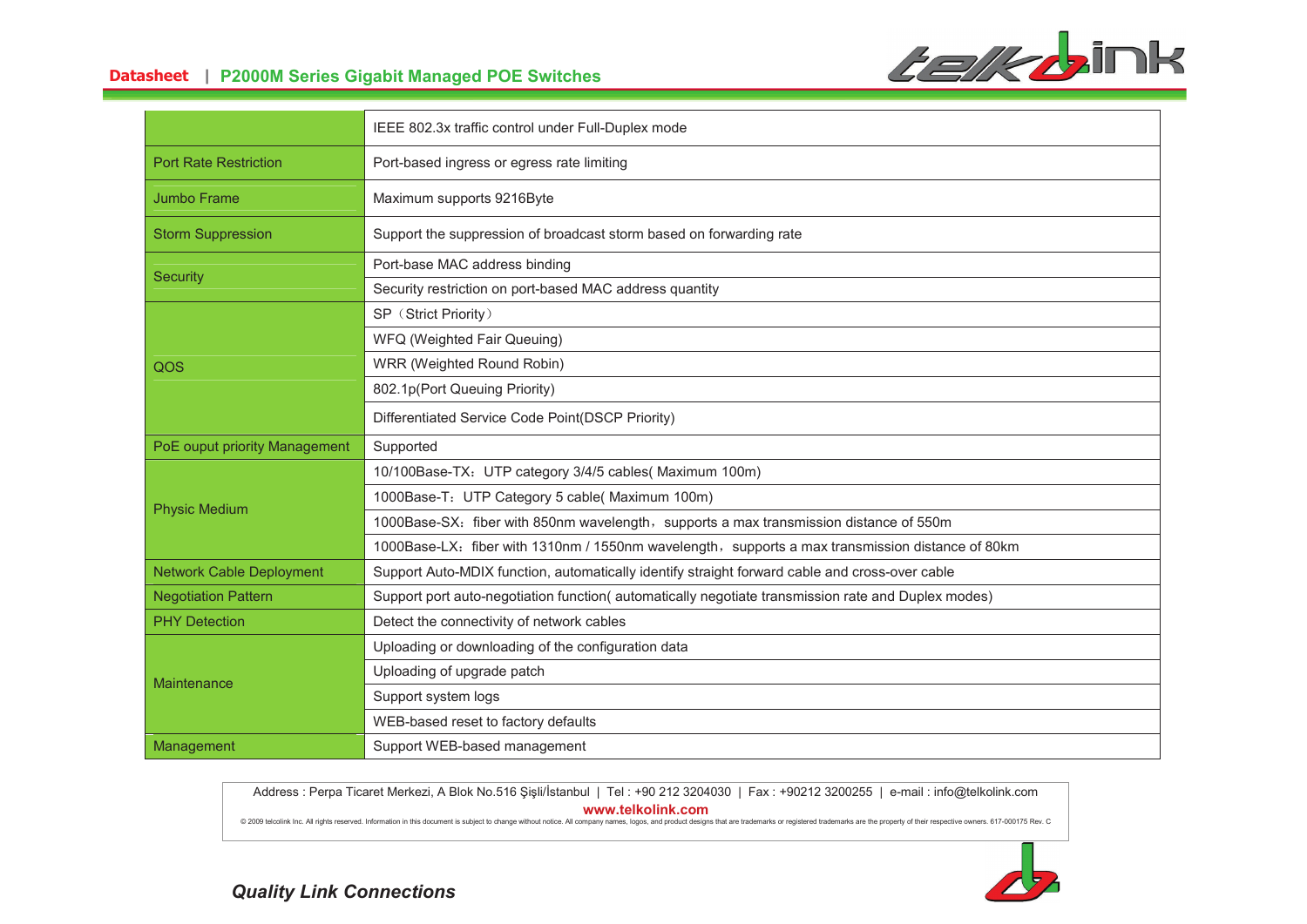| | |
|---|---|
| | IEEE 802.3x traffic control under Full-Duplex mode |
| Port Rate Restriction | Port-based ingress or egress rate limiting |
| Jumbo Frame | Maximum supports 9216Byte |
| Storm Suppression | Support the suppression of broadcast storm based on forwarding rate |
| Security | Port-base MAC address binding |
| | Security restriction on port-based MAC address quantity |
| QOS | SP（Strict Priority） |
| | WFQ (Weighted Fair Queuing) |
| | WRR (Weighted Round Robin) |
| | 802.1p(Port Queuing Priority) |
| | Differentiated Service Code Point(DSCP Priority) |
| PoE ouput priority Management | Supported |
| Physic Medium | 10/100Base-TX：UTP category 3/4/5 cables( Maximum 100m) |
| | 1000Base-T：UTP Category 5 cable( Maximum 100m) |
| | 1000Base-SX：fiber with 850nm wavelength，supports a max transmission distance of 550m |
| | 1000Base-LX：fiber with 1310nm / 1550nm wavelength，supports a max transmission distance of 80km |
| Network Cable Deployment | Support Auto-MDIX function, automatically identify straight forward cable and cross-over cable |
| Negotiation Pattern | Support port auto-negotiation function( automatically negotiate transmission rate and Duplex modes) |
| PHY Detection | Detect the connectivity of network cables |
| Maintenance | Uploading or downloading of the configuration data |
| | Uploading of upgrade patch |
| | Support system logs |
| | WEB-based reset to factory defaults |
| Management | Support WEB-based management |

Address : Perpa Ticaret Merkezi, A Blok No.516 Şişli/İstanbul | Tel : +90 212 3204030 | Fax : +90212 3200255 | e-mail : info@telkolink.com

**www.telkolink.com**

© 2009 telcolink Inc. All rights reserved. Information in this document is subject to change without notice. All company names, logos, and product designs that are trademarks or registered trademarks are the property of their respective owners. 617-000175 Rev. C

***Quality Link Connections***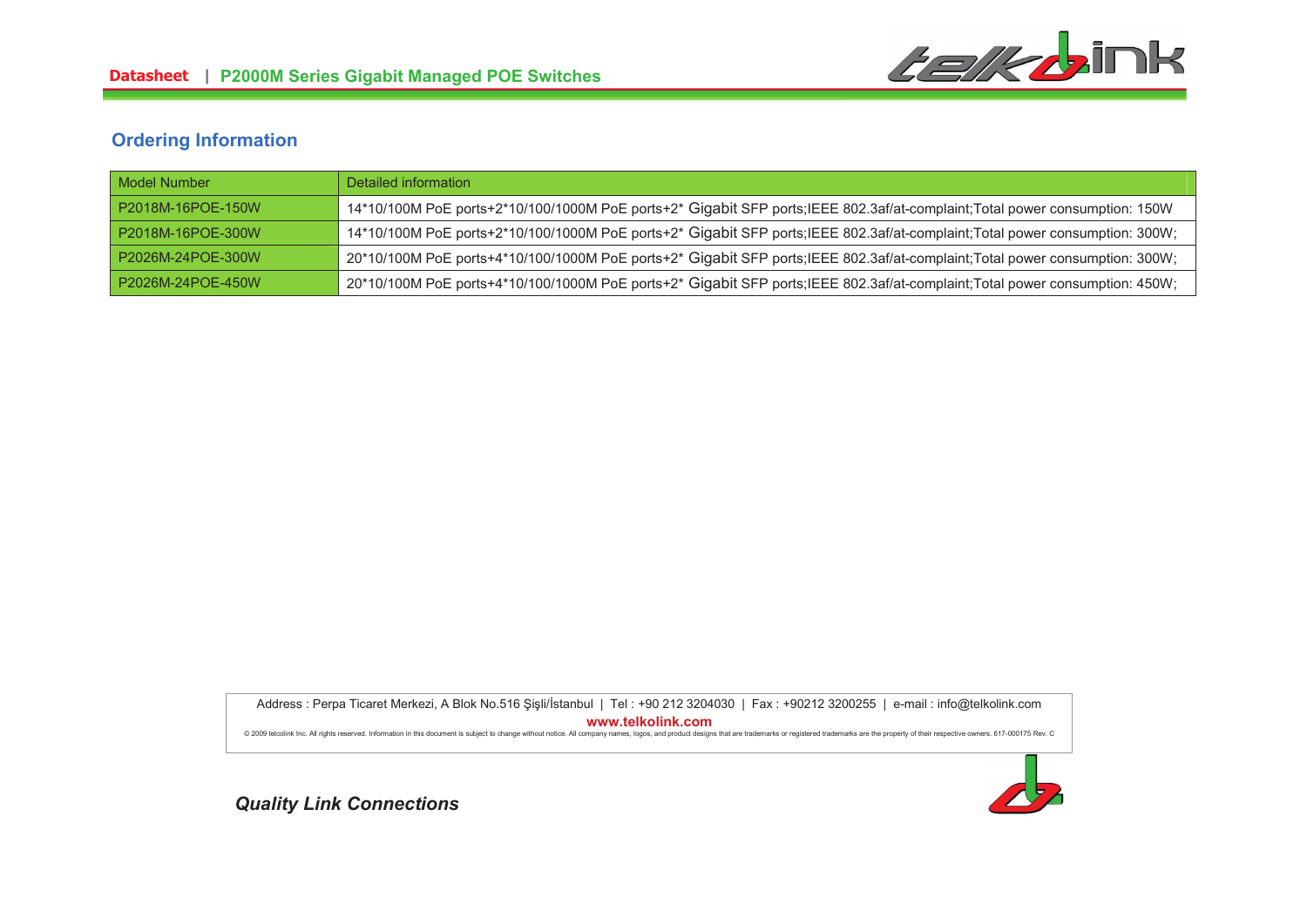## Ordering Information

| Model Number | Detailed information |
|---|---|
| P2018M-16POE-150W | 14*10/100M PoE ports+2*10/100/1000M PoE ports+2* Gigabit SFP ports;IEEE 802.3af/at-complaint;Total power consumption: 150W |
| P2018M-16POE-300W | 14*10/100M PoE ports+2*10/100/1000M PoE ports+2* Gigabit SFP ports;IEEE 802.3af/at-complaint;Total power consumption: 300W; |
| P2026M-24POE-300W | 20*10/100M PoE ports+4*10/100/1000M PoE ports+2* Gigabit SFP ports;IEEE 802.3af/at-complaint;Total power consumption: 300W; |
| P2026M-24POE-450W | 20*10/100M PoE ports+4*10/100/1000M PoE ports+2* Gigabit SFP ports;IEEE 802.3af/at-complaint;Total power consumption: 450W; |